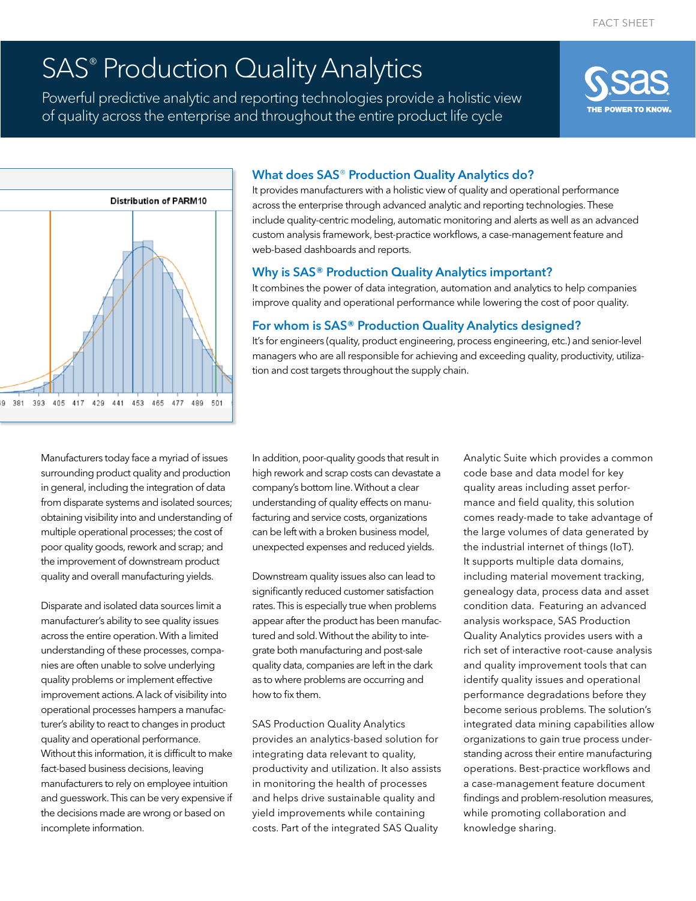# SAS® Production Quality Analytics

Powerful predictive analytic and reporting technologies provide a holistic view of quality across the enterprise and throughout the entire product life cycle

## What does SAS® Production Quality Analytics do?

It provides manufacturers with a holistic view of quality and operational performance across the enterprise through advanced analytic and reporting technologies. These include quality-centric modeling, automatic monitoring and alerts as well as an advanced custom analysis framework, best-practice workflows, a case-management feature and web-based dashboards and reports.

## Why is SAS® Production Quality Analytics important?

It combines the power of data integration, automation and analytics to help companies improve quality and operational performance while lowering the cost of poor quality.

## For whom is SAS® Production Quality Analytics designed?

It's for engineers (quality, product engineering, process engineering, etc.) and senior-level managers who are all responsible for achieving and exceeding quality, productivity, utilization and cost targets throughout the supply chain.

Manufacturers today face a myriad of issues surrounding product quality and production in general, including the integration of data from disparate systems and isolated sources; obtaining visibility into and understanding of multiple operational processes; the cost of poor quality goods, rework and scrap; and the improvement of downstream product quality and overall manufacturing yields.

Disparate and isolated data sources limit a manufacturer's ability to see quality issues across the entire operation. With a limited understanding of these processes, companies are often unable to solve underlying quality problems or implement effective improvement actions. A lack of visibility into operational processes hampers a manufacturer's ability to react to changes in product quality and operational performance. Without this information, it is difficult to make fact-based business decisions, leaving manufacturers to rely on employee intuition and guesswork. This can be very expensive if the decisions made are wrong or based on incomplete information.

In addition, poor-quality goods that result in high rework and scrap costs can devastate a company's bottom line. Without a clear understanding of quality effects on manufacturing and service costs, organizations can be left with a broken business model, unexpected expenses and reduced yields.

Downstream quality issues also can lead to significantly reduced customer satisfaction rates. This is especially true when problems appear after the product has been manufactured and sold. Without the ability to integrate both manufacturing and post-sale quality data, companies are left in the dark as to where problems are occurring and how to fix them.

SAS Production Quality Analytics provides an analytics-based solution for integrating data relevant to quality, productivity and utilization. It also assists in monitoring the health of processes and helps drive sustainable quality and yield improvements while containing costs. Part of the integrated SAS Quality Analytic Suite which provides a common code base and data model for key quality areas including asset performance and field quality, this solution comes ready-made to take advantage of the large volumes of data generated by the industrial internet of things (IoT). It supports multiple data domains, including material movement tracking, genealogy data, process data and asset condition data. Featuring an advanced analysis workspace, SAS Production Quality Analytics provides users with a rich set of interactive root-cause analysis and quality improvement tools that can identify quality issues and operational performance degradations before they become serious problems. The solution's integrated data mining capabilities allow organizations to gain true process understanding across their entire manufacturing operations. Best-practice workflows and a case-management feature document findings and problem-resolution measures, while promoting collaboration and knowledge sharing.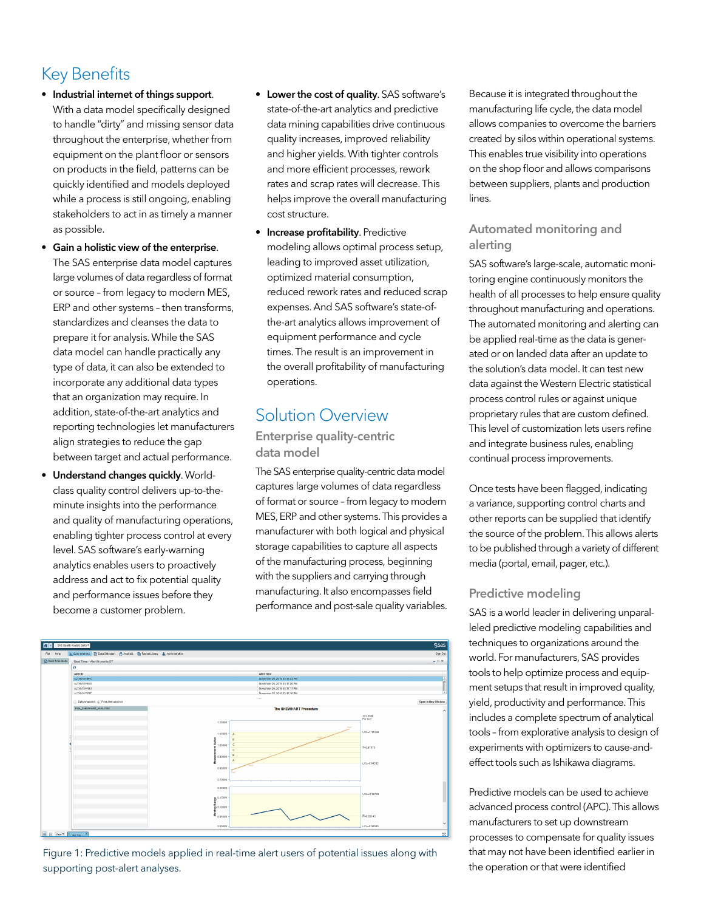## Key Benefits

- **Industrial internet of things support**. With a data model specifically designed to handle "dirty" and missing sensor data throughout the enterprise, whether from equipment on the plant floor or sensors on products in the field, patterns can be quickly identified and models deployed while a process is still ongoing, enabling stakeholders to act in as timely a manner as possible.
- **Gain a holistic view of the enterprise**. The SAS enterprise data model captures large volumes of data regardless of format or source – from legacy to modern MES, ERP and other systems – then transforms, standardizes and cleanses the data to prepare it for analysis. While the SAS data model can handle practically any type of data, it can also be extended to incorporate any additional data types that an organization may require. In addition, state-of-the-art analytics and reporting technologies let manufacturers align strategies to reduce the gap between target and actual performance.
- **Understand changes quickly**. World-class quality control delivers up-to-the-minute insights into the performance and quality of manufacturing operations, enabling tighter process control at every level. SAS software's early-warning analytics enables users to proactively address and act to fix potential quality and performance issues before they become a customer problem.
- **Lower the cost of quality**. SAS software's state-of-the-art analytics and predictive data mining capabilities drive continuous quality increases, improved reliability and higher yields. With tighter controls and more efficient processes, rework rates and scrap rates will decrease. This helps improve the overall manufacturing cost structure.
- **Increase profitability**. Predictive modeling allows optimal process setup, leading to improved asset utilization, optimized material consumption, reduced rework rates and reduced scrap expenses. And SAS software's state-of-the-art analytics allows improvement of equipment performance and cycle times. The result is an improvement in the overall profitability of manufacturing operations.

## Solution Overview

### Enterprise quality-centric data model

The SAS enterprise quality-centric data model captures large volumes of data regardless of format or source – from legacy to modern MES, ERP and other systems. This provides a manufacturer with both logical and physical storage capabilities to capture all aspects of the manufacturing process, beginning with the suppliers and carrying through manufacturing. It also encompasses field performance and post-sale quality variables.

Figure 1: Predictive models applied in real-time alert users of potential issues along with supporting post-alert analyses.

Because it is integrated throughout the manufacturing life cycle, the data model allows companies to overcome the barriers created by silos within operational systems. This enables true visibility into operations on the shop floor and allows comparisons between suppliers, plants and production lines.

### Automated monitoring and alerting

SAS software's large-scale, automatic monitoring engine continuously monitors the health of all processes to help ensure quality throughout manufacturing and operations. The automated monitoring and alerting can be applied real-time as the data is generated or on landed data after an update to the solution's data model. It can test new data against the Western Electric statistical process control rules or against unique proprietary rules that are custom defined. This level of customization lets users refine and integrate business rules, enabling continual process improvements.

Once tests have been flagged, indicating a variance, supporting control charts and other reports can be supplied that identify the source of the problem. This allows alerts to be published through a variety of different media (portal, email, pager, etc.).

### Predictive modeling

SAS is a world leader in delivering unparalleled predictive modeling capabilities and techniques to organizations around the world. For manufacturers, SAS provides tools to help optimize process and equipment setups that result in improved quality, yield, productivity and performance. This includes a complete spectrum of analytical tools – from explorative analysis to design of experiments with optimizers to cause-and-effect tools such as Ishikawa diagrams.

Predictive models can be used to achieve advanced process control (APC). This allows manufacturers to set up downstream processes to compensate for quality issues that may not have been identified earlier in the operation or that were identified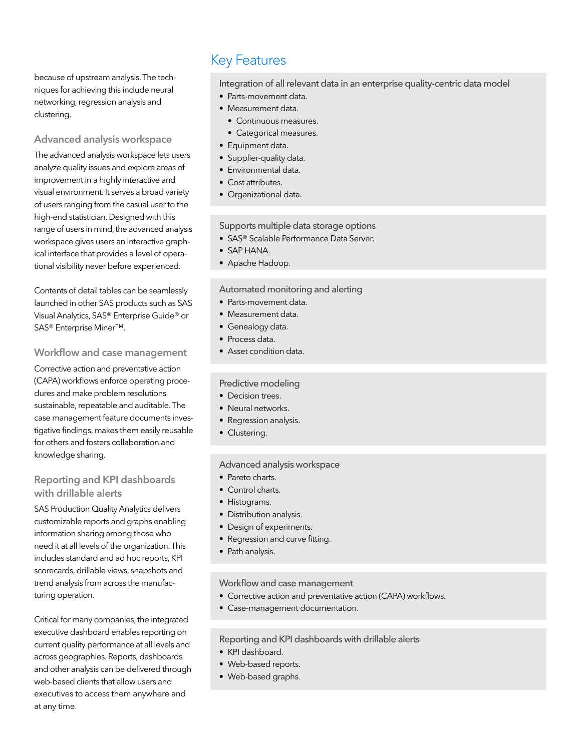because of upstream analysis. The techniques for achieving this include neural networking, regression analysis and clustering.

### Advanced analysis workspace

The advanced analysis workspace lets users analyze quality issues and explore areas of improvement in a highly interactive and visual environment. It serves a broad variety of users ranging from the casual user to the high-end statistician. Designed with this range of users in mind, the advanced analysis workspace gives users an interactive graphical interface that provides a level of operational visibility never before experienced.

Contents of detail tables can be seamlessly launched in other SAS products such as SAS Visual Analytics, SAS® Enterprise Guide® or SAS® Enterprise Miner™.

### Workflow and case management

Corrective action and preventative action (CAPA) workflows enforce operating procedures and make problem resolutions sustainable, repeatable and auditable. The case management feature documents investigative findings, makes them easily reusable for others and fosters collaboration and knowledge sharing.

### Reporting and KPI dashboards with drillable alerts

SAS Production Quality Analytics delivers customizable reports and graphs enabling information sharing among those who need it at all levels of the organization. This includes standard and ad hoc reports, KPI scorecards, drillable views, snapshots and trend analysis from across the manufacturing operation.

Critical for many companies, the integrated executive dashboard enables reporting on current quality performance at all levels and across geographies. Reports, dashboards and other analysis can be delivered through web-based clients that allow users and executives to access them anywhere and at any time.

## Key Features

### Integration of all relevant data in an enterprise quality-centric data model

- Parts-movement data.
- Measurement data.
  - Continuous measures.
  - Categorical measures.
- Equipment data.
- Supplier-quality data.
- Environmental data.
- Cost attributes.
- Organizational data.

### Supports multiple data storage options

- SAS® Scalable Performance Data Server.
- SAP HANA.
- Apache Hadoop.

### Automated monitoring and alerting

- Parts-movement data.
- Measurement data.
- Genealogy data.
- Process data.
- Asset condition data.

### Predictive modeling

- Decision trees.
- Neural networks.
- Regression analysis.
- Clustering.

### Advanced analysis workspace

- Pareto charts.
- Control charts.
- Histograms.
- Distribution analysis.
- Design of experiments.
- Regression and curve fitting.
- Path analysis.

### Workflow and case management

- Corrective action and preventative action (CAPA) workflows.
- Case-management documentation.

### Reporting and KPI dashboards with drillable alerts

- KPI dashboard.
- Web-based reports.
- Web-based graphs.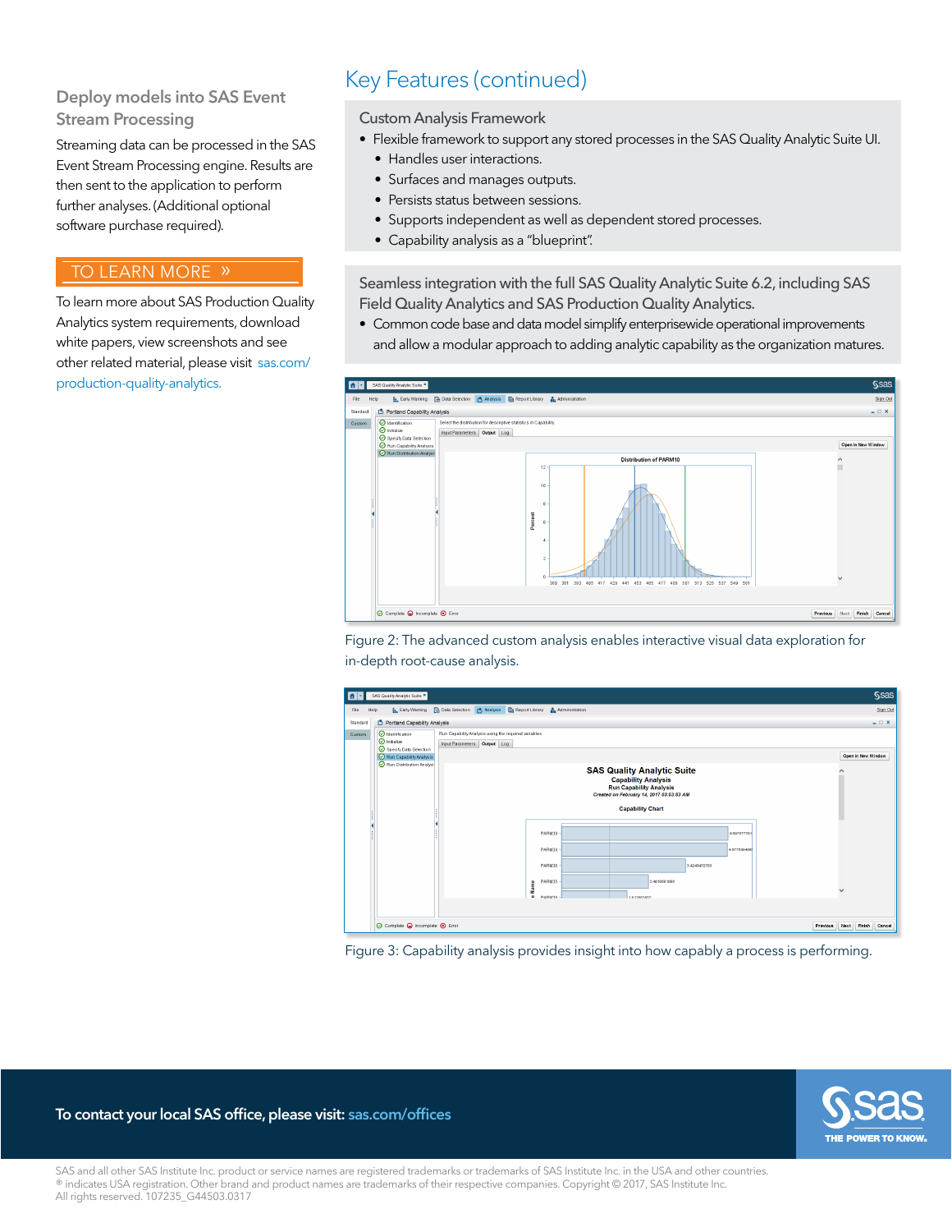## Deploy models into SAS Event Stream Processing

Streaming data can be processed in the SAS Event Stream Processing engine. Results are then sent to the application to perform further analyses. (Additional optional software purchase required).

TO LEARN MORE »

To learn more about SAS Production Quality Analytics system requirements, download white papers, view screenshots and see other related material, please visit sas.com/production-quality-analytics.

# Key Features (continued)

### Custom Analysis Framework

- Flexible framework to support any stored processes in the SAS Quality Analytic Suite UI.
  - Handles user interactions.
  - Surfaces and manages outputs.
  - Persists status between sessions.
  - Supports independent as well as dependent stored processes.
  - Capability analysis as a "blueprint".

### Seamless integration with the full SAS Quality Analytic Suite 6.2, including SAS Field Quality Analytics and SAS Production Quality Analytics.

- Common code base and data model simplify enterprisewide operational improvements and allow a modular approach to adding analytic capability as the organization matures.

Figure 2: The advanced custom analysis enables interactive visual data exploration for in-depth root-cause analysis.

Figure 3: Capability analysis provides insight into how capably a process is performing.

To contact your local SAS office, please visit: sas.com/offices

SAS and all other SAS Institute Inc. product or service names are registered trademarks or trademarks of SAS Institute Inc. in the USA and other countries. ® indicates USA registration. Other brand and product names are trademarks of their respective companies. Copyright © 2017, SAS Institute Inc. All rights reserved. 107235_G44503.0317